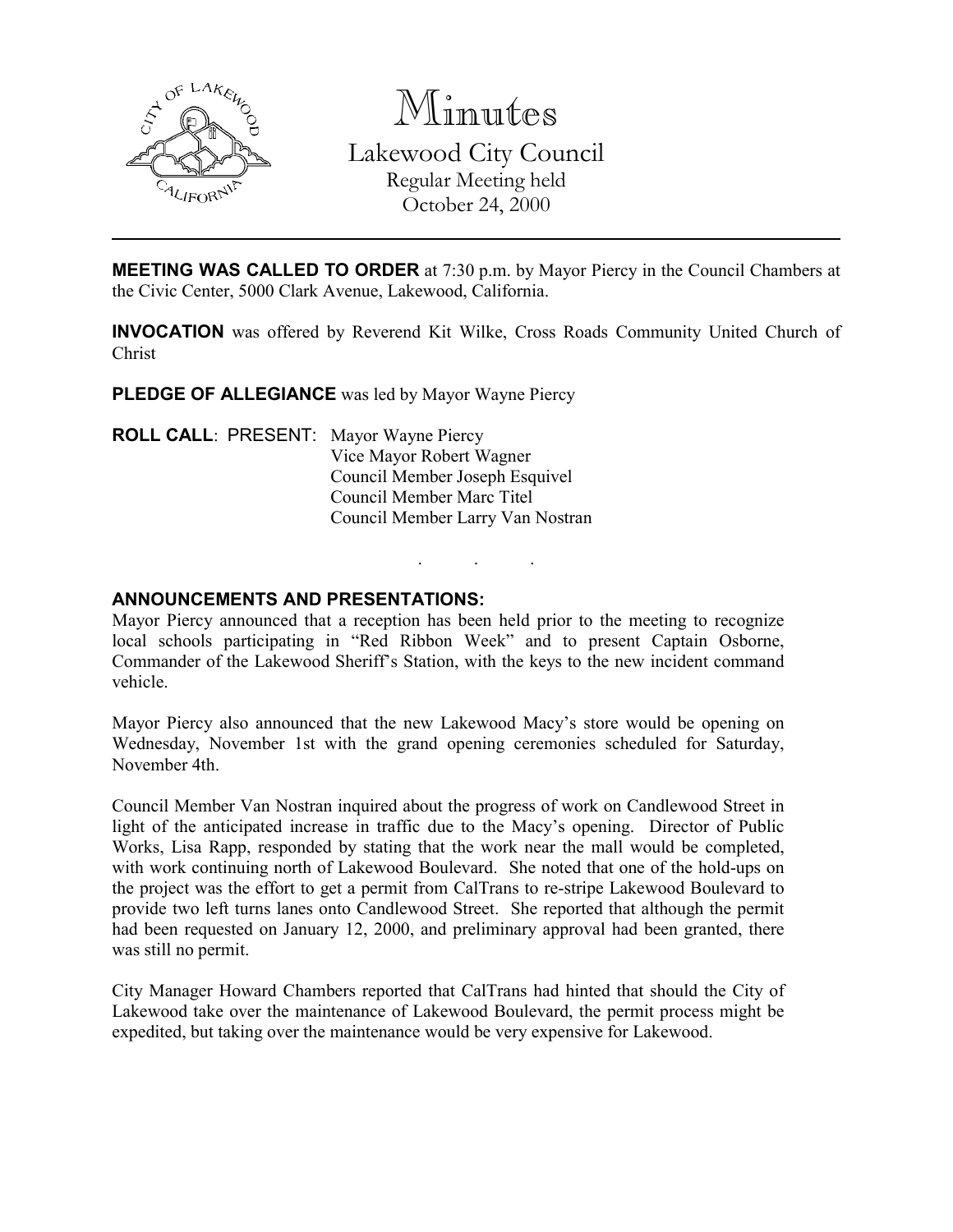# Minutes

Lakewood City Council
Regular Meeting held
October 24, 2000

**MEETING WAS CALLED TO ORDER** at 7:30 p.m. by Mayor Piercy in the Council Chambers at the Civic Center, 5000 Clark Avenue, Lakewood, California.

**INVOCATION** was offered by Reverend Kit Wilke, Cross Roads Community United Church of Christ

**PLEDGE OF ALLEGIANCE** was led by Mayor Wayne Piercy

**ROLL CALL**: PRESENT: Mayor Wayne Piercy
Vice Mayor Robert Wagner
Council Member Joseph Esquivel
Council Member Marc Titel
Council Member Larry Van Nostran

. . .

**ANNOUNCEMENTS AND PRESENTATIONS:**

Mayor Piercy announced that a reception has been held prior to the meeting to recognize local schools participating in "Red Ribbon Week" and to present Captain Osborne, Commander of the Lakewood Sheriff's Station, with the keys to the new incident command vehicle.

Mayor Piercy also announced that the new Lakewood Macy's store would be opening on Wednesday, November 1st with the grand opening ceremonies scheduled for Saturday, November 4th.

Council Member Van Nostran inquired about the progress of work on Candlewood Street in light of the anticipated increase in traffic due to the Macy's opening. Director of Public Works, Lisa Rapp, responded by stating that the work near the mall would be completed, with work continuing north of Lakewood Boulevard. She noted that one of the hold-ups on the project was the effort to get a permit from CalTrans to re-stripe Lakewood Boulevard to provide two left turns lanes onto Candlewood Street. She reported that although the permit had been requested on January 12, 2000, and preliminary approval had been granted, there was still no permit.

City Manager Howard Chambers reported that CalTrans had hinted that should the City of Lakewood take over the maintenance of Lakewood Boulevard, the permit process might be expedited, but taking over the maintenance would be very expensive for Lakewood.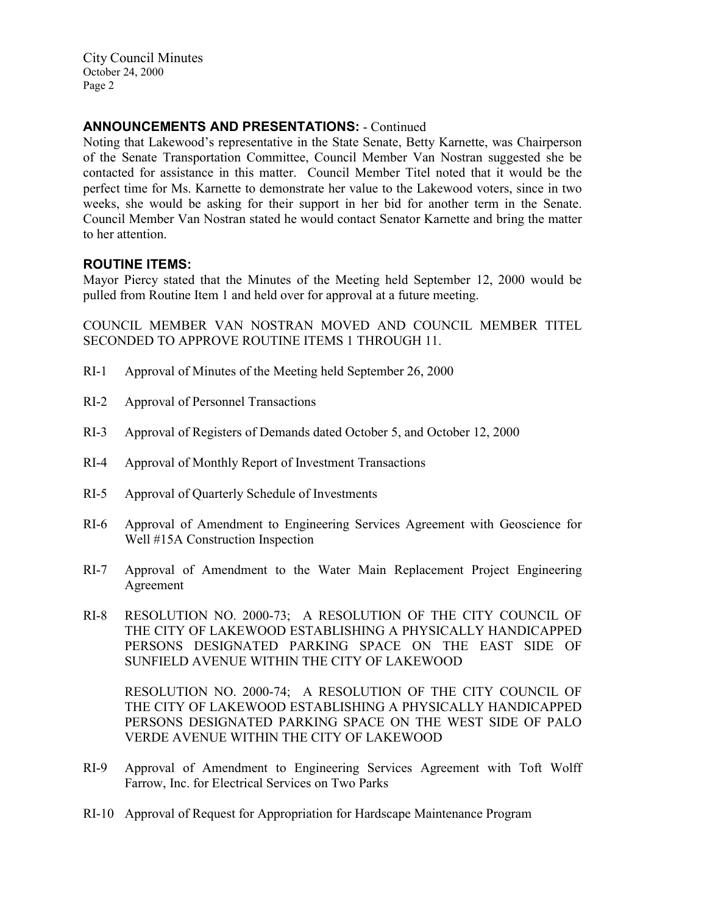## ANNOUNCEMENTS AND PRESENTATIONS: - Continued

Noting that Lakewood's representative in the State Senate, Betty Karnette, was Chairperson of the Senate Transportation Committee, Council Member Van Nostran suggested she be contacted for assistance in this matter. Council Member Titel noted that it would be the perfect time for Ms. Karnette to demonstrate her value to the Lakewood voters, since in two weeks, she would be asking for their support in her bid for another term in the Senate. Council Member Van Nostran stated he would contact Senator Karnette and bring the matter to her attention.

## ROUTINE ITEMS:

Mayor Piercy stated that the Minutes of the Meeting held September 12, 2000 would be pulled from Routine Item 1 and held over for approval at a future meeting.

COUNCIL MEMBER VAN NOSTRAN MOVED AND COUNCIL MEMBER TITEL SECONDED TO APPROVE ROUTINE ITEMS 1 THROUGH 11.

RI-1 Approval of Minutes of the Meeting held September 26, 2000

RI-2 Approval of Personnel Transactions

RI-3 Approval of Registers of Demands dated October 5, and October 12, 2000

RI-4 Approval of Monthly Report of Investment Transactions

RI-5 Approval of Quarterly Schedule of Investments

RI-6 Approval of Amendment to Engineering Services Agreement with Geoscience for Well #15A Construction Inspection

RI-7 Approval of Amendment to the Water Main Replacement Project Engineering Agreement

RI-8 RESOLUTION NO. 2000-73; A RESOLUTION OF THE CITY COUNCIL OF THE CITY OF LAKEWOOD ESTABLISHING A PHYSICALLY HANDICAPPED PERSONS DESIGNATED PARKING SPACE ON THE EAST SIDE OF SUNFIELD AVENUE WITHIN THE CITY OF LAKEWOOD

RESOLUTION NO. 2000-74; A RESOLUTION OF THE CITY COUNCIL OF THE CITY OF LAKEWOOD ESTABLISHING A PHYSICALLY HANDICAPPED PERSONS DESIGNATED PARKING SPACE ON THE WEST SIDE OF PALO VERDE AVENUE WITHIN THE CITY OF LAKEWOOD

RI-9 Approval of Amendment to Engineering Services Agreement with Toft Wolff Farrow, Inc. for Electrical Services on Two Parks

RI-10 Approval of Request for Appropriation for Hardscape Maintenance Program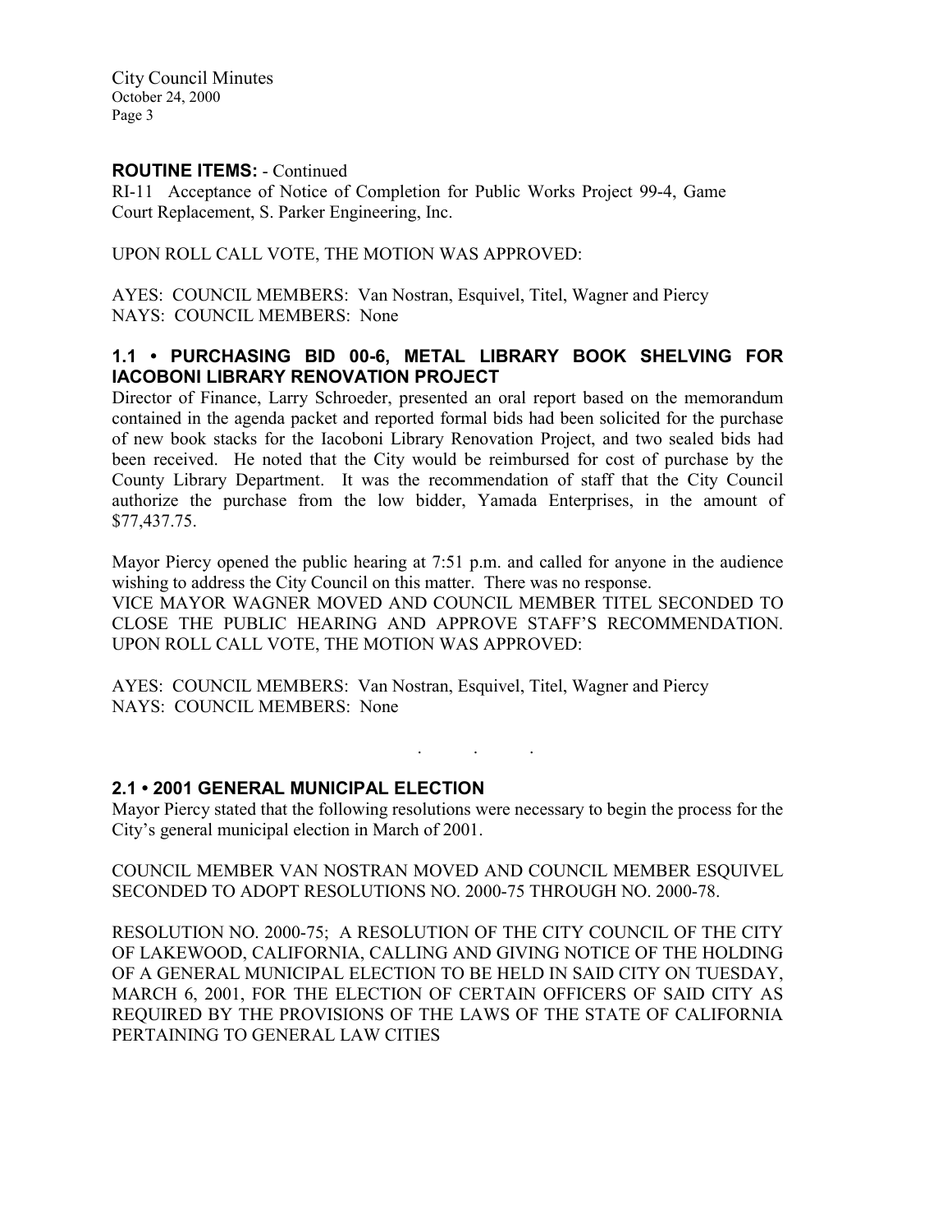**ROUTINE ITEMS:** - Continued

RI-11 Acceptance of Notice of Completion for Public Works Project 99-4, Game Court Replacement, S. Parker Engineering, Inc.

UPON ROLL CALL VOTE, THE MOTION WAS APPROVED:

AYES: COUNCIL MEMBERS: Van Nostran, Esquivel, Titel, Wagner and Piercy
NAYS: COUNCIL MEMBERS: None

## 1.1 • PURCHASING BID 00-6, METAL LIBRARY BOOK SHELVING FOR IACOBONI LIBRARY RENOVATION PROJECT

Director of Finance, Larry Schroeder, presented an oral report based on the memorandum contained in the agenda packet and reported formal bids had been solicited for the purchase of new book stacks for the Iacoboni Library Renovation Project, and two sealed bids had been received. He noted that the City would be reimbursed for cost of purchase by the County Library Department. It was the recommendation of staff that the City Council authorize the purchase from the low bidder, Yamada Enterprises, in the amount of $77,437.75.

Mayor Piercy opened the public hearing at 7:51 p.m. and called for anyone in the audience wishing to address the City Council on this matter. There was no response.
VICE MAYOR WAGNER MOVED AND COUNCIL MEMBER TITEL SECONDED TO CLOSE THE PUBLIC HEARING AND APPROVE STAFF'S RECOMMENDATION. UPON ROLL CALL VOTE, THE MOTION WAS APPROVED:

AYES: COUNCIL MEMBERS: Van Nostran, Esquivel, Titel, Wagner and Piercy
NAYS: COUNCIL MEMBERS: None

. . .

## 2.1 • 2001 GENERAL MUNICIPAL ELECTION

Mayor Piercy stated that the following resolutions were necessary to begin the process for the City's general municipal election in March of 2001.

COUNCIL MEMBER VAN NOSTRAN MOVED AND COUNCIL MEMBER ESQUIVEL SECONDED TO ADOPT RESOLUTIONS NO. 2000-75 THROUGH NO. 2000-78.

RESOLUTION NO. 2000-75; A RESOLUTION OF THE CITY COUNCIL OF THE CITY OF LAKEWOOD, CALIFORNIA, CALLING AND GIVING NOTICE OF THE HOLDING OF A GENERAL MUNICIPAL ELECTION TO BE HELD IN SAID CITY ON TUESDAY, MARCH 6, 2001, FOR THE ELECTION OF CERTAIN OFFICERS OF SAID CITY AS REQUIRED BY THE PROVISIONS OF THE LAWS OF THE STATE OF CALIFORNIA PERTAINING TO GENERAL LAW CITIES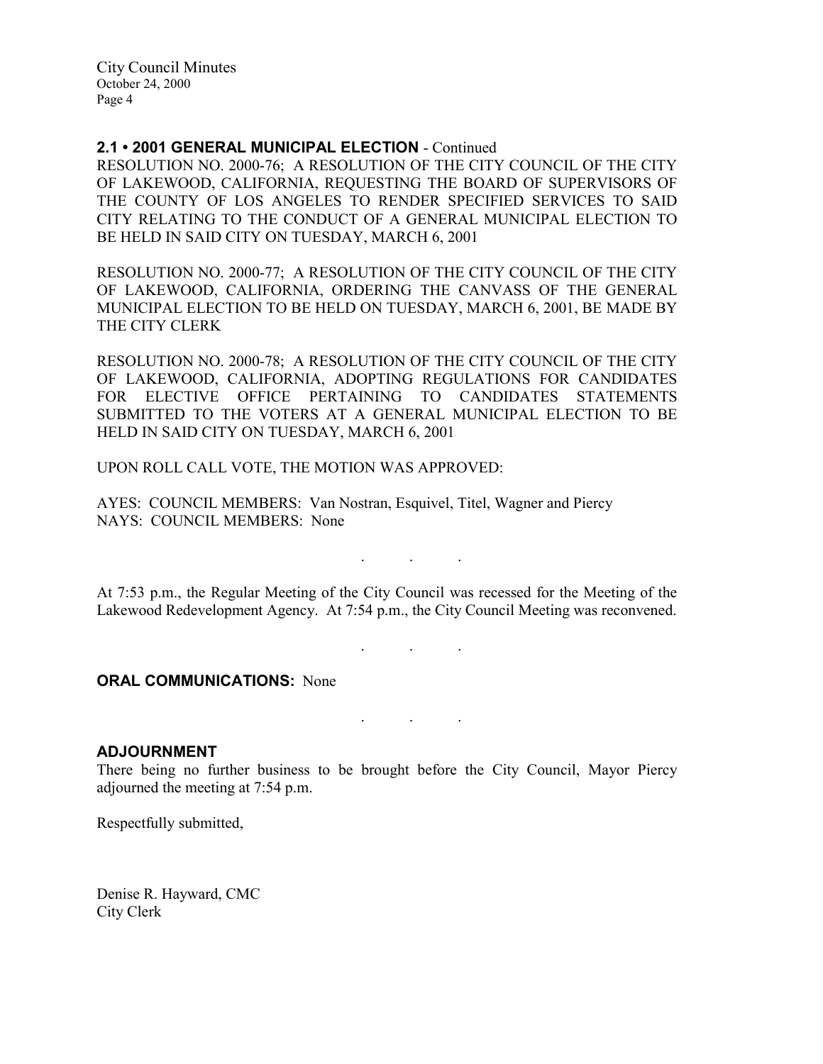**2.1 • 2001 GENERAL MUNICIPAL ELECTION** - Continued

RESOLUTION NO. 2000-76; A RESOLUTION OF THE CITY COUNCIL OF THE CITY OF LAKEWOOD, CALIFORNIA, REQUESTING THE BOARD OF SUPERVISORS OF THE COUNTY OF LOS ANGELES TO RENDER SPECIFIED SERVICES TO SAID CITY RELATING TO THE CONDUCT OF A GENERAL MUNICIPAL ELECTION TO BE HELD IN SAID CITY ON TUESDAY, MARCH 6, 2001

RESOLUTION NO. 2000-77; A RESOLUTION OF THE CITY COUNCIL OF THE CITY OF LAKEWOOD, CALIFORNIA, ORDERING THE CANVASS OF THE GENERAL MUNICIPAL ELECTION TO BE HELD ON TUESDAY, MARCH 6, 2001, BE MADE BY THE CITY CLERK

RESOLUTION NO. 2000-78; A RESOLUTION OF THE CITY COUNCIL OF THE CITY OF LAKEWOOD, CALIFORNIA, ADOPTING REGULATIONS FOR CANDIDATES FOR ELECTIVE OFFICE PERTAINING TO CANDIDATES STATEMENTS SUBMITTED TO THE VOTERS AT A GENERAL MUNICIPAL ELECTION TO BE HELD IN SAID CITY ON TUESDAY, MARCH 6, 2001

UPON ROLL CALL VOTE, THE MOTION WAS APPROVED:

AYES: COUNCIL MEMBERS: Van Nostran, Esquivel, Titel, Wagner and Piercy
NAYS: COUNCIL MEMBERS: None

. . .

At 7:53 p.m., the Regular Meeting of the City Council was recessed for the Meeting of the Lakewood Redevelopment Agency. At 7:54 p.m., the City Council Meeting was reconvened.

. . .

**ORAL COMMUNICATIONS:** None

. . .

**ADJOURNMENT**

There being no further business to be brought before the City Council, Mayor Piercy adjourned the meeting at 7:54 p.m.

Respectfully submitted,

Denise R. Hayward, CMC
City Clerk